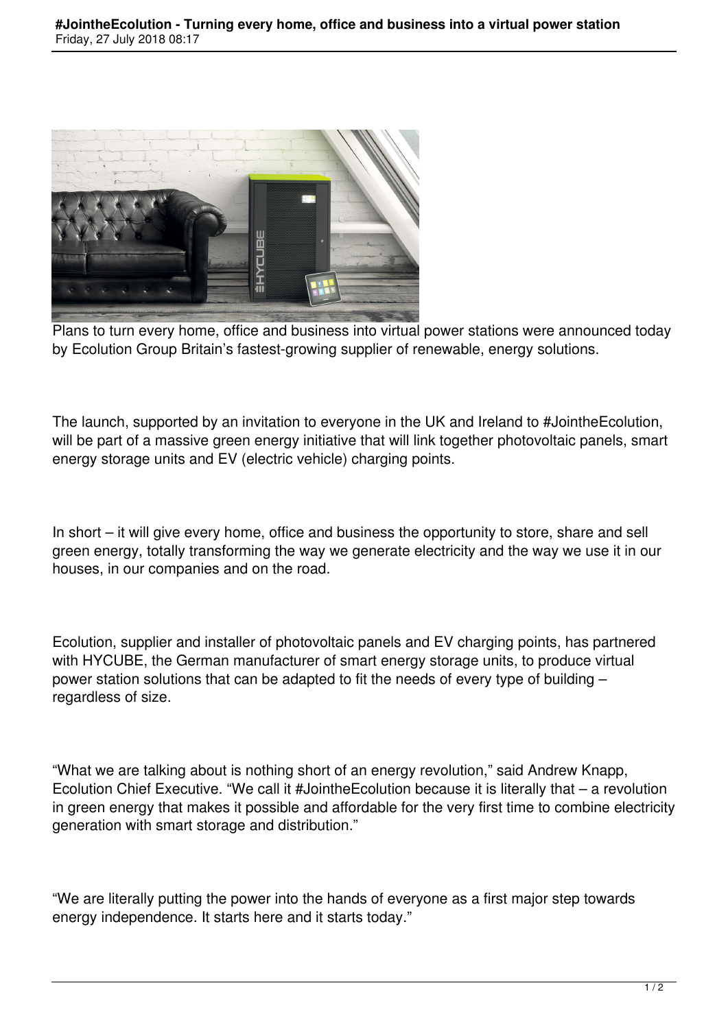# #JointheEcolution - Turning every home, office and business into a virtual power station

Friday, 27 July 2018 08:17

Plans to turn every home, office and business into virtual power stations were announced today by Ecolution Group Britain's fastest-growing supplier of renewable, energy solutions.

The launch, supported by an invitation to everyone in the UK and Ireland to #JointheEcolution, will be part of a massive green energy initiative that will link together photovoltaic panels, smart energy storage units and EV (electric vehicle) charging points.

In short – it will give every home, office and business the opportunity to store, share and sell green energy, totally transforming the way we generate electricity and the way we use it in our houses, in our companies and on the road.

Ecolution, supplier and installer of photovoltaic panels and EV charging points, has partnered with HYCUBE, the German manufacturer of smart energy storage units, to produce virtual power station solutions that can be adapted to fit the needs of every type of building – regardless of size.

"What we are talking about is nothing short of an energy revolution," said Andrew Knapp, Ecolution Chief Executive. "We call it #JointheEcolution because it is literally that – a revolution in green energy that makes it possible and affordable for the very first time to combine electricity generation with smart storage and distribution."

"We are literally putting the power into the hands of everyone as a first major step towards energy independence. It starts here and it starts today."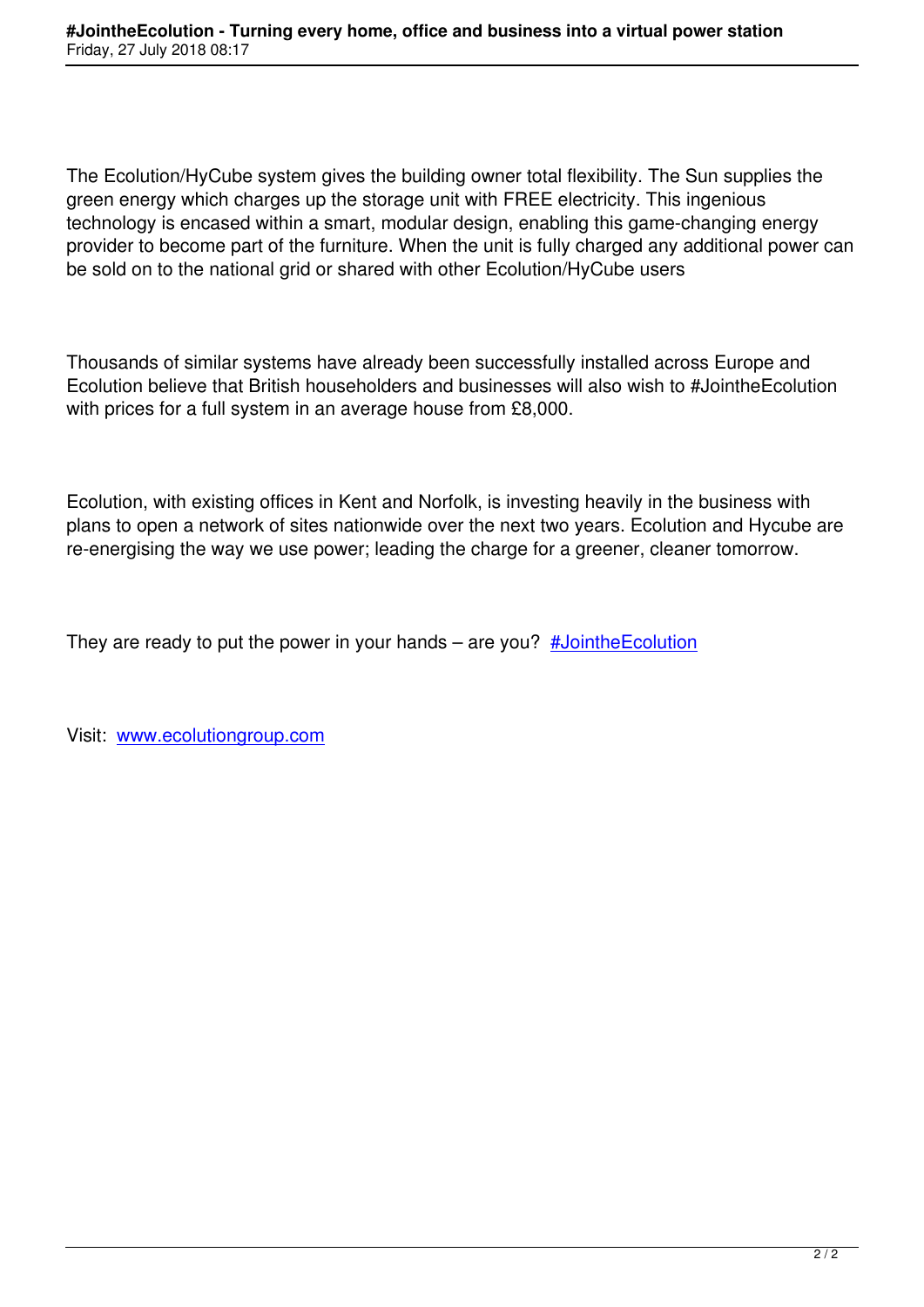The Ecolution/HyCube system gives the building owner total flexibility. The Sun supplies the green energy which charges up the storage unit with FREE electricity. This ingenious technology is encased within a smart, modular design, enabling this game-changing energy provider to become part of the furniture. When the unit is fully charged any additional power can be sold on to the national grid or shared with other Ecolution/HyCube users

Thousands of similar systems have already been successfully installed across Europe and Ecolution believe that British householders and businesses will also wish to #JointheEcolution with prices for a full system in an average house from £8,000.

Ecolution, with existing offices in Kent and Norfolk, is investing heavily in the business with plans to open a network of sites nationwide over the next two years. Ecolution and Hycube are re-energising the way we use power; leading the charge for a greener, cleaner tomorrow.

They are ready to put the power in your hands – are you? #JointheEcolution

Visit: www.ecolutiongroup.com